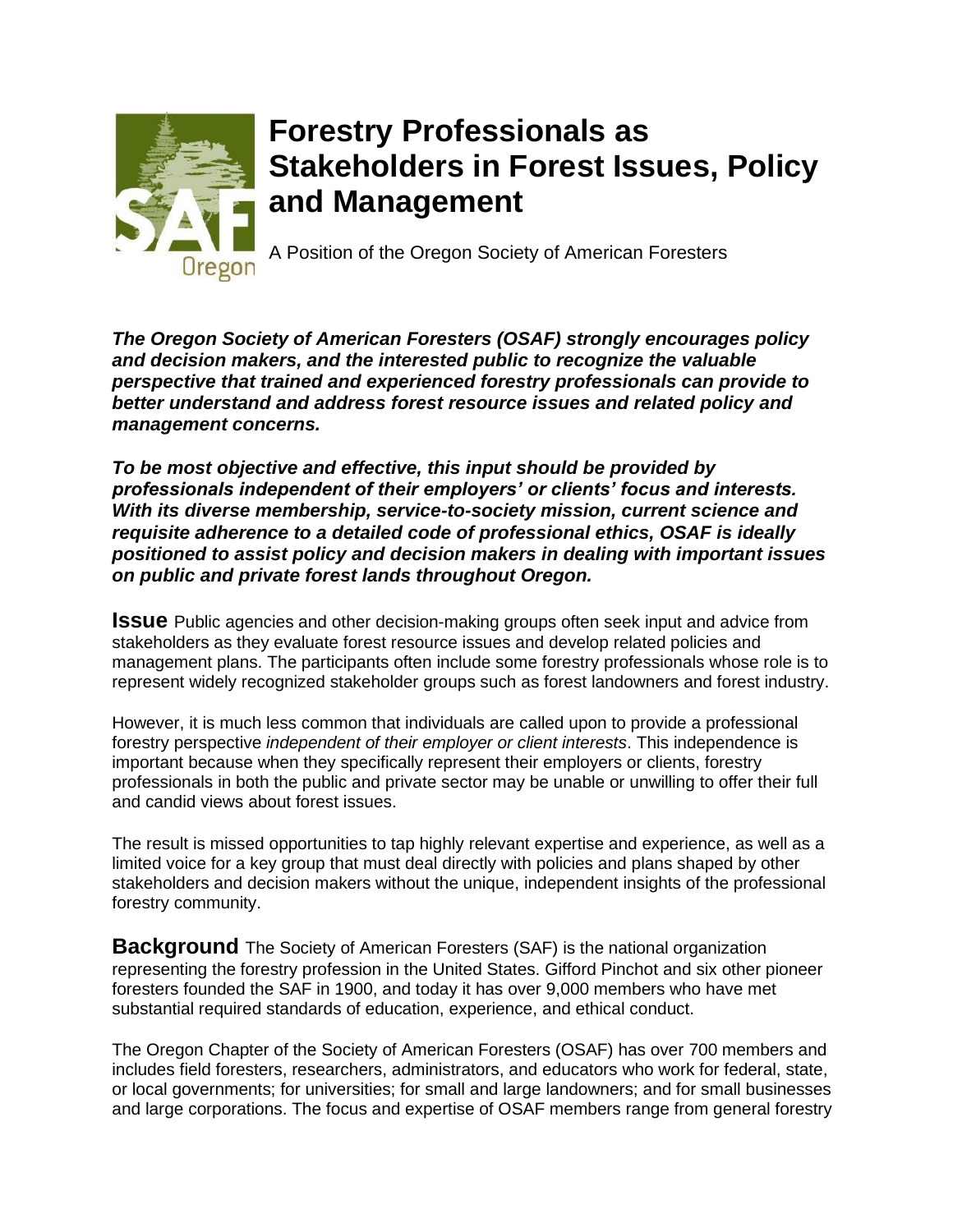# Forestry Professionals as Stakeholders in Forest Issues, Policy and Management

A Position of the Oregon Society of American Foresters

***The Oregon Society of American Foresters (OSAF) strongly encourages policy and decision makers, and the interested public to recognize the valuable perspective that trained and experienced forestry professionals can provide to better understand and address forest resource issues and related policy and management concerns.***

***To be most objective and effective, this input should be provided by professionals independent of their employers' or clients' focus and interests. With its diverse membership, service-to-society mission, current science and requisite adherence to a detailed code of professional ethics, OSAF is ideally positioned to assist policy and decision makers in dealing with important issues on public and private forest lands throughout Oregon.***

**Issue** Public agencies and other decision-making groups often seek input and advice from stakeholders as they evaluate forest resource issues and develop related policies and management plans. The participants often include some forestry professionals whose role is to represent widely recognized stakeholder groups such as forest landowners and forest industry.

However, it is much less common that individuals are called upon to provide a professional forestry perspective *independent of their employer or client interests*. This independence is important because when they specifically represent their employers or clients, forestry professionals in both the public and private sector may be unable or unwilling to offer their full and candid views about forest issues.

The result is missed opportunities to tap highly relevant expertise and experience, as well as a limited voice for a key group that must deal directly with policies and plans shaped by other stakeholders and decision makers without the unique, independent insights of the professional forestry community.

**Background** The Society of American Foresters (SAF) is the national organization representing the forestry profession in the United States. Gifford Pinchot and six other pioneer foresters founded the SAF in 1900, and today it has over 9,000 members who have met substantial required standards of education, experience, and ethical conduct.

The Oregon Chapter of the Society of American Foresters (OSAF) has over 700 members and includes field foresters, researchers, administrators, and educators who work for federal, state, or local governments; for universities; for small and large landowners; and for small businesses and large corporations. The focus and expertise of OSAF members range from general forestry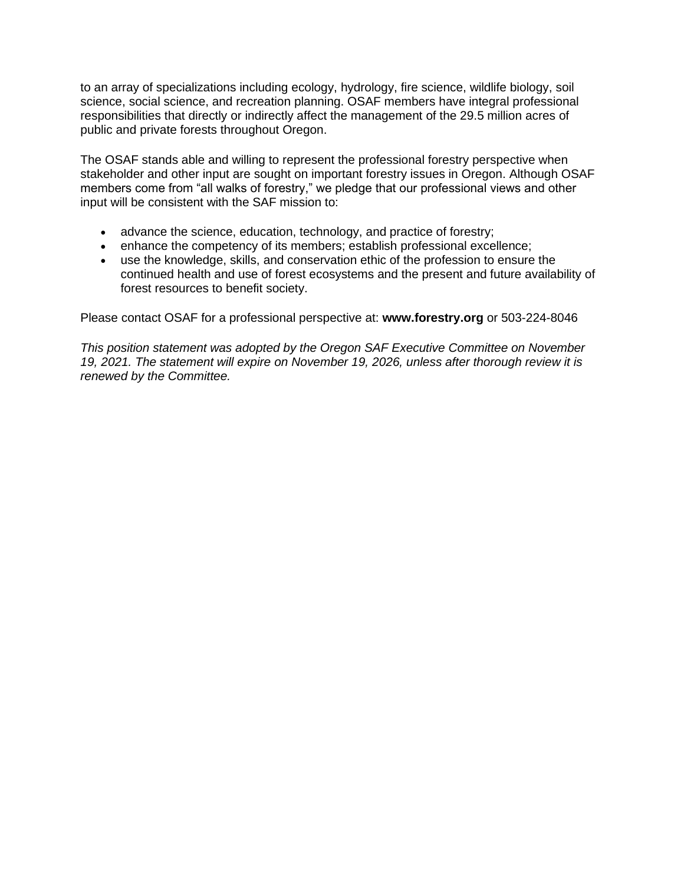to an array of specializations including ecology, hydrology, fire science, wildlife biology, soil science, social science, and recreation planning. OSAF members have integral professional responsibilities that directly or indirectly affect the management of the 29.5 million acres of public and private forests throughout Oregon.

The OSAF stands able and willing to represent the professional forestry perspective when stakeholder and other input are sought on important forestry issues in Oregon. Although OSAF members come from "all walks of forestry," we pledge that our professional views and other input will be consistent with the SAF mission to:

- advance the science, education, technology, and practice of forestry;
- enhance the competency of its members; establish professional excellence;
- use the knowledge, skills, and conservation ethic of the profession to ensure the continued health and use of forest ecosystems and the present and future availability of forest resources to benefit society.

Please contact OSAF for a professional perspective at: **www.forestry.org** or 503-224-8046

*This position statement was adopted by the Oregon SAF Executive Committee on November 19, 2021. The statement will expire on November 19, 2026, unless after thorough review it is renewed by the Committee.*